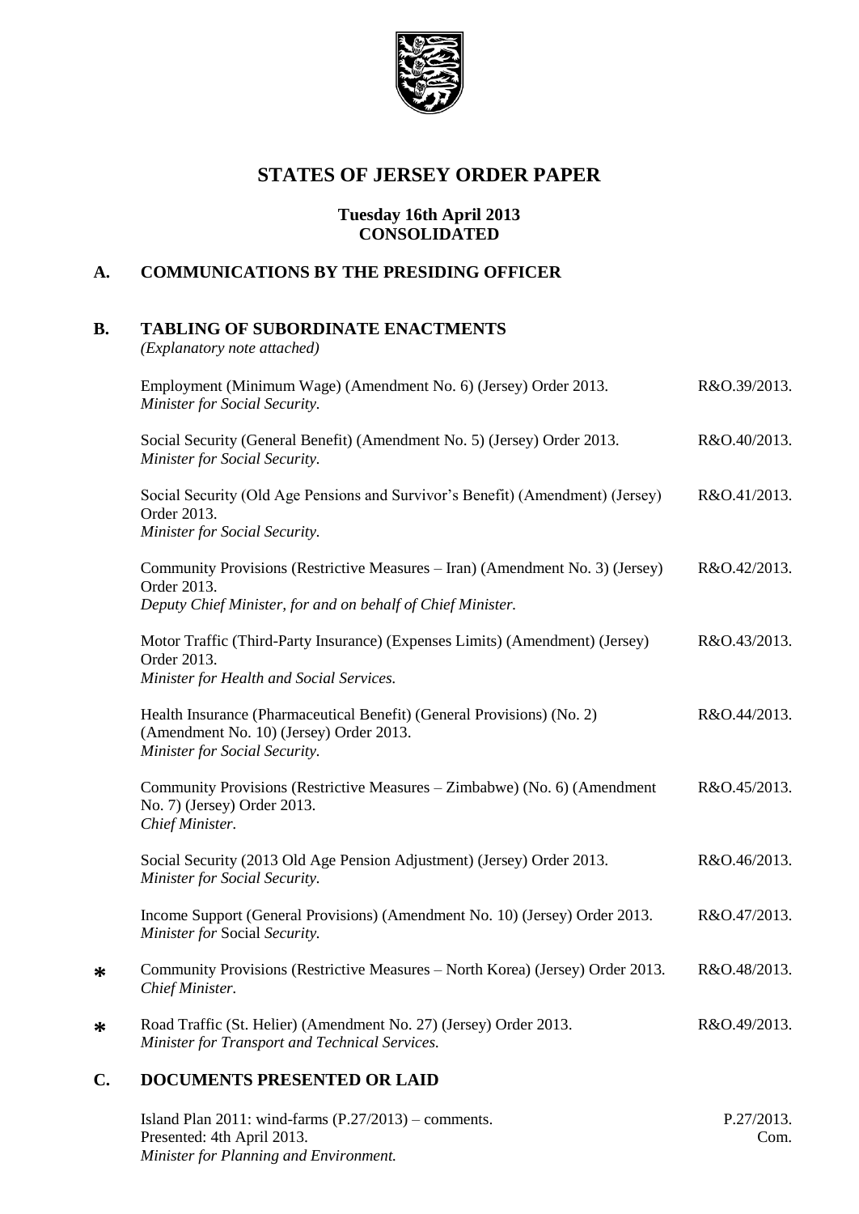# STATES OF JERSEY ORDER PAPER

**Tuesday 16th April 2013**
**CONSOLIDATED**

## A. COMMUNICATIONS BY THE PRESIDING OFFICER

## B. TABLING OF SUBORDINATE ENACTMENTS

*(Explanatory note attached)*

Employment (Minimum Wage) (Amendment No. 6) (Jersey) Order 2013. R&O.39/2013.
*Minister for Social Security.*

Social Security (General Benefit) (Amendment No. 5) (Jersey) Order 2013. R&O.40/2013.
*Minister for Social Security.*

Social Security (Old Age Pensions and Survivor's Benefit) (Amendment) (Jersey) Order 2013. R&O.41/2013.
*Minister for Social Security.*

Community Provisions (Restrictive Measures – Iran) (Amendment No. 3) (Jersey) Order 2013. R&O.42/2013.
*Deputy Chief Minister, for and on behalf of Chief Minister.*

Motor Traffic (Third-Party Insurance) (Expenses Limits) (Amendment) (Jersey) Order 2013. R&O.43/2013.
*Minister for Health and Social Services.*

Health Insurance (Pharmaceutical Benefit) (General Provisions) (No. 2) (Amendment No. 10) (Jersey) Order 2013. R&O.44/2013.
*Minister for Social Security.*

Community Provisions (Restrictive Measures – Zimbabwe) (No. 6) (Amendment No. 7) (Jersey) Order 2013. R&O.45/2013.
*Chief Minister.*

Social Security (2013 Old Age Pension Adjustment) (Jersey) Order 2013. R&O.46/2013.
*Minister for Social Security.*

Income Support (General Provisions) (Amendment No. 10) (Jersey) Order 2013. R&O.47/2013.
*Minister for Social Security.*

\* Community Provisions (Restrictive Measures – North Korea) (Jersey) Order 2013. R&O.48/2013.
*Chief Minister.*

\* Road Traffic (St. Helier) (Amendment No. 27) (Jersey) Order 2013. R&O.49/2013.
*Minister for Transport and Technical Services.*

## C. DOCUMENTS PRESENTED OR LAID

Island Plan 2011: wind-farms (P.27/2013) – comments. P.27/2013. Com.
Presented: 4th April 2013.
*Minister for Planning and Environment.*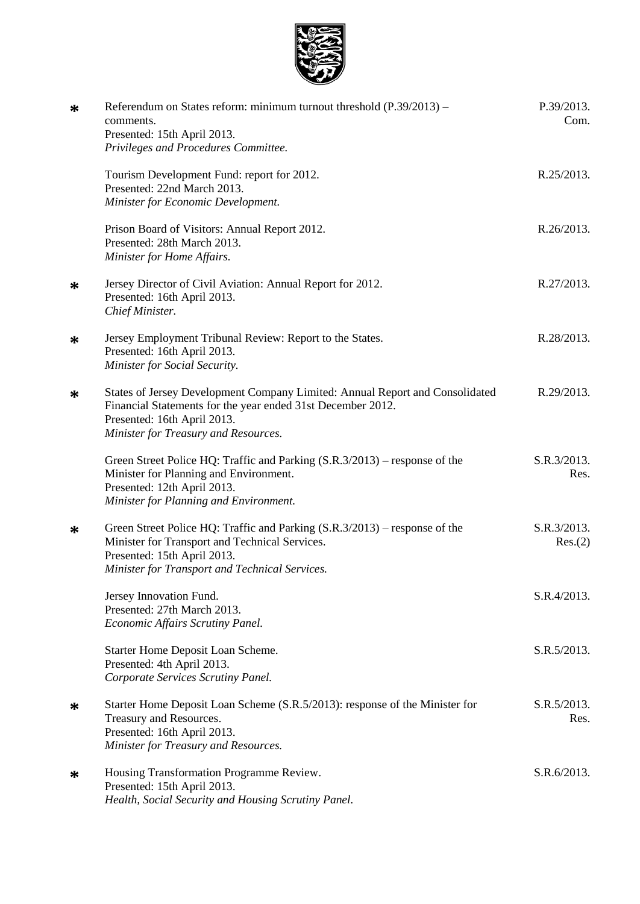| | | |
|---|---|---|
| * | Referendum on States reform: minimum turnout threshold (P.39/2013) – comments.<br>Presented: 15th April 2013.<br>*Privileges and Procedures Committee.* | P.39/2013. Com. |
| | Tourism Development Fund: report for 2012.<br>Presented: 22nd March 2013.<br>*Minister for Economic Development.* | R.25/2013. |
| | Prison Board of Visitors: Annual Report 2012.<br>Presented: 28th March 2013.<br>*Minister for Home Affairs.* | R.26/2013. |
| * | Jersey Director of Civil Aviation: Annual Report for 2012.<br>Presented: 16th April 2013.<br>*Chief Minister.* | R.27/2013. |
| * | Jersey Employment Tribunal Review: Report to the States.<br>Presented: 16th April 2013.<br>*Minister for Social Security.* | R.28/2013. |
| * | States of Jersey Development Company Limited: Annual Report and Consolidated Financial Statements for the year ended 31st December 2012.<br>Presented: 16th April 2013.<br>*Minister for Treasury and Resources.* | R.29/2013. |
| | Green Street Police HQ: Traffic and Parking (S.R.3/2013) – response of the Minister for Planning and Environment.<br>Presented: 12th April 2013.<br>*Minister for Planning and Environment.* | S.R.3/2013. Res. |
| * | Green Street Police HQ: Traffic and Parking (S.R.3/2013) – response of the Minister for Transport and Technical Services.<br>Presented: 15th April 2013.<br>*Minister for Transport and Technical Services.* | S.R.3/2013. Res.(2) |
| | Jersey Innovation Fund.<br>Presented: 27th March 2013.<br>*Economic Affairs Scrutiny Panel.* | S.R.4/2013. |
| | Starter Home Deposit Loan Scheme.<br>Presented: 4th April 2013.<br>*Corporate Services Scrutiny Panel.* | S.R.5/2013. |
| * | Starter Home Deposit Loan Scheme (S.R.5/2013): response of the Minister for Treasury and Resources.<br>Presented: 16th April 2013.<br>*Minister for Treasury and Resources.* | S.R.5/2013. Res. |
| * | Housing Transformation Programme Review.<br>Presented: 15th April 2013.<br>*Health, Social Security and Housing Scrutiny Panel.* | S.R.6/2013. |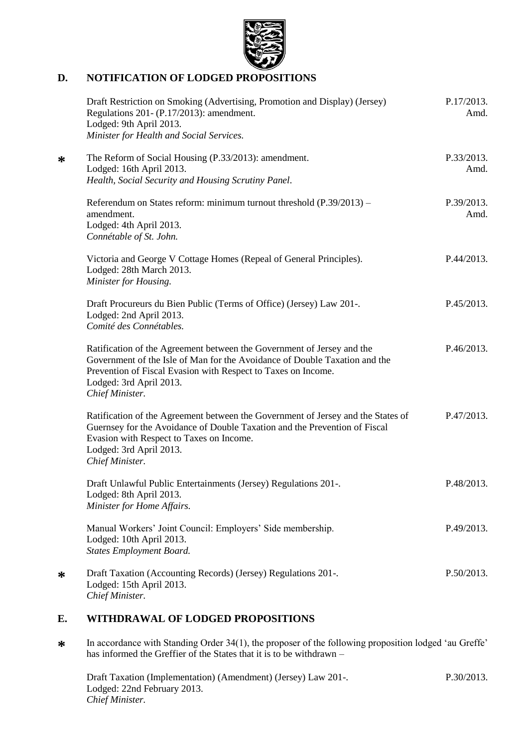## D. NOTIFICATION OF LODGED PROPOSITIONS

| | | |
|---|---|---|
| | Draft Restriction on Smoking (Advertising, Promotion and Display) (Jersey) Regulations 201- (P.17/2013): amendment.<br>Lodged: 9th April 2013.<br>*Minister for Health and Social Services.* | P.17/2013. Amd. |
| * | The Reform of Social Housing (P.33/2013): amendment.<br>Lodged: 16th April 2013.<br>*Health, Social Security and Housing Scrutiny Panel.* | P.33/2013. Amd. |
| | Referendum on States reform: minimum turnout threshold (P.39/2013) – amendment.<br>Lodged: 4th April 2013.<br>*Connétable of St. John.* | P.39/2013. Amd. |
| | Victoria and George V Cottage Homes (Repeal of General Principles).<br>Lodged: 28th March 2013.<br>*Minister for Housing.* | P.44/2013. |
| | Draft Procureurs du Bien Public (Terms of Office) (Jersey) Law 201-.<br>Lodged: 2nd April 2013.<br>*Comité des Connétables.* | P.45/2013. |
| | Ratification of the Agreement between the Government of Jersey and the Government of the Isle of Man for the Avoidance of Double Taxation and the Prevention of Fiscal Evasion with Respect to Taxes on Income.<br>Lodged: 3rd April 2013.<br>*Chief Minister.* | P.46/2013. |
| | Ratification of the Agreement between the Government of Jersey and the States of Guernsey for the Avoidance of Double Taxation and the Prevention of Fiscal Evasion with Respect to Taxes on Income.<br>Lodged: 3rd April 2013.<br>*Chief Minister.* | P.47/2013. |
| | Draft Unlawful Public Entertainments (Jersey) Regulations 201-.<br>Lodged: 8th April 2013.<br>*Minister for Home Affairs.* | P.48/2013. |
| | Manual Workers' Joint Council: Employers' Side membership.<br>Lodged: 10th April 2013.<br>*States Employment Board.* | P.49/2013. |
| * | Draft Taxation (Accounting Records) (Jersey) Regulations 201-.<br>Lodged: 15th April 2013.<br>*Chief Minister.* | P.50/2013. |

## E. WITHDRAWAL OF LODGED PROPOSITIONS

* In accordance with Standing Order 34(1), the proposer of the following proposition lodged 'au Greffe' has informed the Greffier of the States that it is to be withdrawn –

| | |
|---|---|
| Draft Taxation (Implementation) (Amendment) (Jersey) Law 201-.<br>Lodged: 22nd February 2013.<br>*Chief Minister.* | P.30/2013. |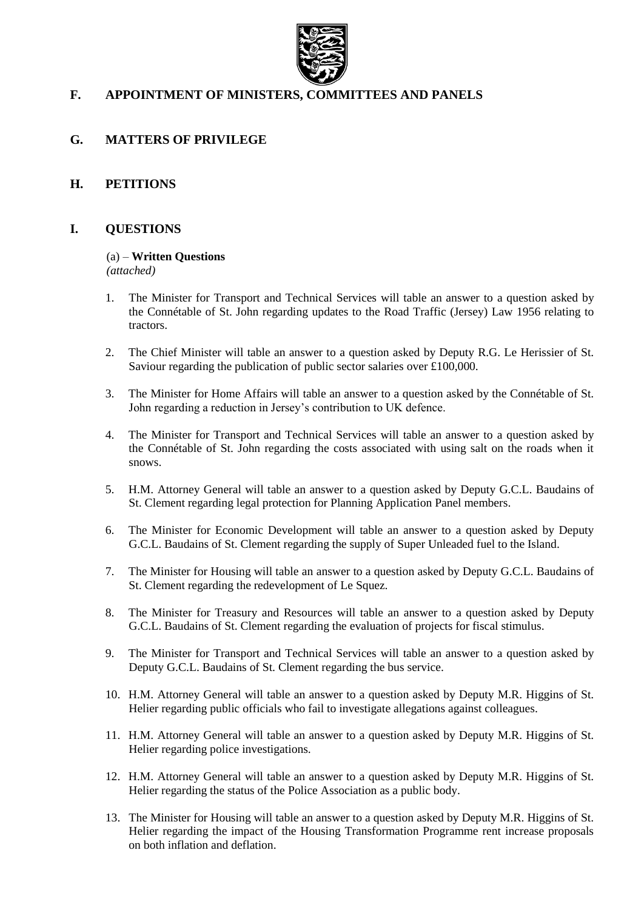## F. APPOINTMENT OF MINISTERS, COMMITTEES AND PANELS

## G. MATTERS OF PRIVILEGE

## H. PETITIONS

## I. QUESTIONS

(a) – **Written Questions**
*(attached)*

1. The Minister for Transport and Technical Services will table an answer to a question asked by the Connétable of St. John regarding updates to the Road Traffic (Jersey) Law 1956 relating to tractors.

2. The Chief Minister will table an answer to a question asked by Deputy R.G. Le Herissier of St. Saviour regarding the publication of public sector salaries over £100,000.

3. The Minister for Home Affairs will table an answer to a question asked by the Connétable of St. John regarding a reduction in Jersey's contribution to UK defence.

4. The Minister for Transport and Technical Services will table an answer to a question asked by the Connétable of St. John regarding the costs associated with using salt on the roads when it snows.

5. H.M. Attorney General will table an answer to a question asked by Deputy G.C.L. Baudains of St. Clement regarding legal protection for Planning Application Panel members.

6. The Minister for Economic Development will table an answer to a question asked by Deputy G.C.L. Baudains of St. Clement regarding the supply of Super Unleaded fuel to the Island.

7. The Minister for Housing will table an answer to a question asked by Deputy G.C.L. Baudains of St. Clement regarding the redevelopment of Le Squez.

8. The Minister for Treasury and Resources will table an answer to a question asked by Deputy G.C.L. Baudains of St. Clement regarding the evaluation of projects for fiscal stimulus.

9. The Minister for Transport and Technical Services will table an answer to a question asked by Deputy G.C.L. Baudains of St. Clement regarding the bus service.

10. H.M. Attorney General will table an answer to a question asked by Deputy M.R. Higgins of St. Helier regarding public officials who fail to investigate allegations against colleagues.

11. H.M. Attorney General will table an answer to a question asked by Deputy M.R. Higgins of St. Helier regarding police investigations.

12. H.M. Attorney General will table an answer to a question asked by Deputy M.R. Higgins of St. Helier regarding the status of the Police Association as a public body.

13. The Minister for Housing will table an answer to a question asked by Deputy M.R. Higgins of St. Helier regarding the impact of the Housing Transformation Programme rent increase proposals on both inflation and deflation.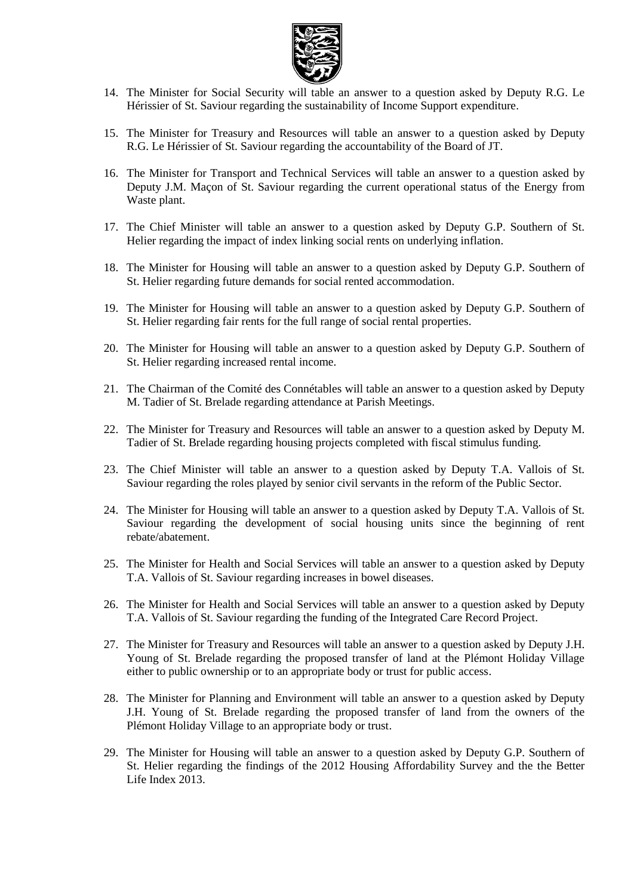14. The Minister for Social Security will table an answer to a question asked by Deputy R.G. Le Hérissier of St. Saviour regarding the sustainability of Income Support expenditure.

15. The Minister for Treasury and Resources will table an answer to a question asked by Deputy R.G. Le Hérissier of St. Saviour regarding the accountability of the Board of JT.

16. The Minister for Transport and Technical Services will table an answer to a question asked by Deputy J.M. Maçon of St. Saviour regarding the current operational status of the Energy from Waste plant.

17. The Chief Minister will table an answer to a question asked by Deputy G.P. Southern of St. Helier regarding the impact of index linking social rents on underlying inflation.

18. The Minister for Housing will table an answer to a question asked by Deputy G.P. Southern of St. Helier regarding future demands for social rented accommodation.

19. The Minister for Housing will table an answer to a question asked by Deputy G.P. Southern of St. Helier regarding fair rents for the full range of social rental properties.

20. The Minister for Housing will table an answer to a question asked by Deputy G.P. Southern of St. Helier regarding increased rental income.

21. The Chairman of the Comité des Connétables will table an answer to a question asked by Deputy M. Tadier of St. Brelade regarding attendance at Parish Meetings.

22. The Minister for Treasury and Resources will table an answer to a question asked by Deputy M. Tadier of St. Brelade regarding housing projects completed with fiscal stimulus funding.

23. The Chief Minister will table an answer to a question asked by Deputy T.A. Vallois of St. Saviour regarding the roles played by senior civil servants in the reform of the Public Sector.

24. The Minister for Housing will table an answer to a question asked by Deputy T.A. Vallois of St. Saviour regarding the development of social housing units since the beginning of rent rebate/abatement.

25. The Minister for Health and Social Services will table an answer to a question asked by Deputy T.A. Vallois of St. Saviour regarding increases in bowel diseases.

26. The Minister for Health and Social Services will table an answer to a question asked by Deputy T.A. Vallois of St. Saviour regarding the funding of the Integrated Care Record Project.

27. The Minister for Treasury and Resources will table an answer to a question asked by Deputy J.H. Young of St. Brelade regarding the proposed transfer of land at the Plémont Holiday Village either to public ownership or to an appropriate body or trust for public access.

28. The Minister for Planning and Environment will table an answer to a question asked by Deputy J.H. Young of St. Brelade regarding the proposed transfer of land from the owners of the Plémont Holiday Village to an appropriate body or trust.

29. The Minister for Housing will table an answer to a question asked by Deputy G.P. Southern of St. Helier regarding the findings of the 2012 Housing Affordability Survey and the the Better Life Index 2013.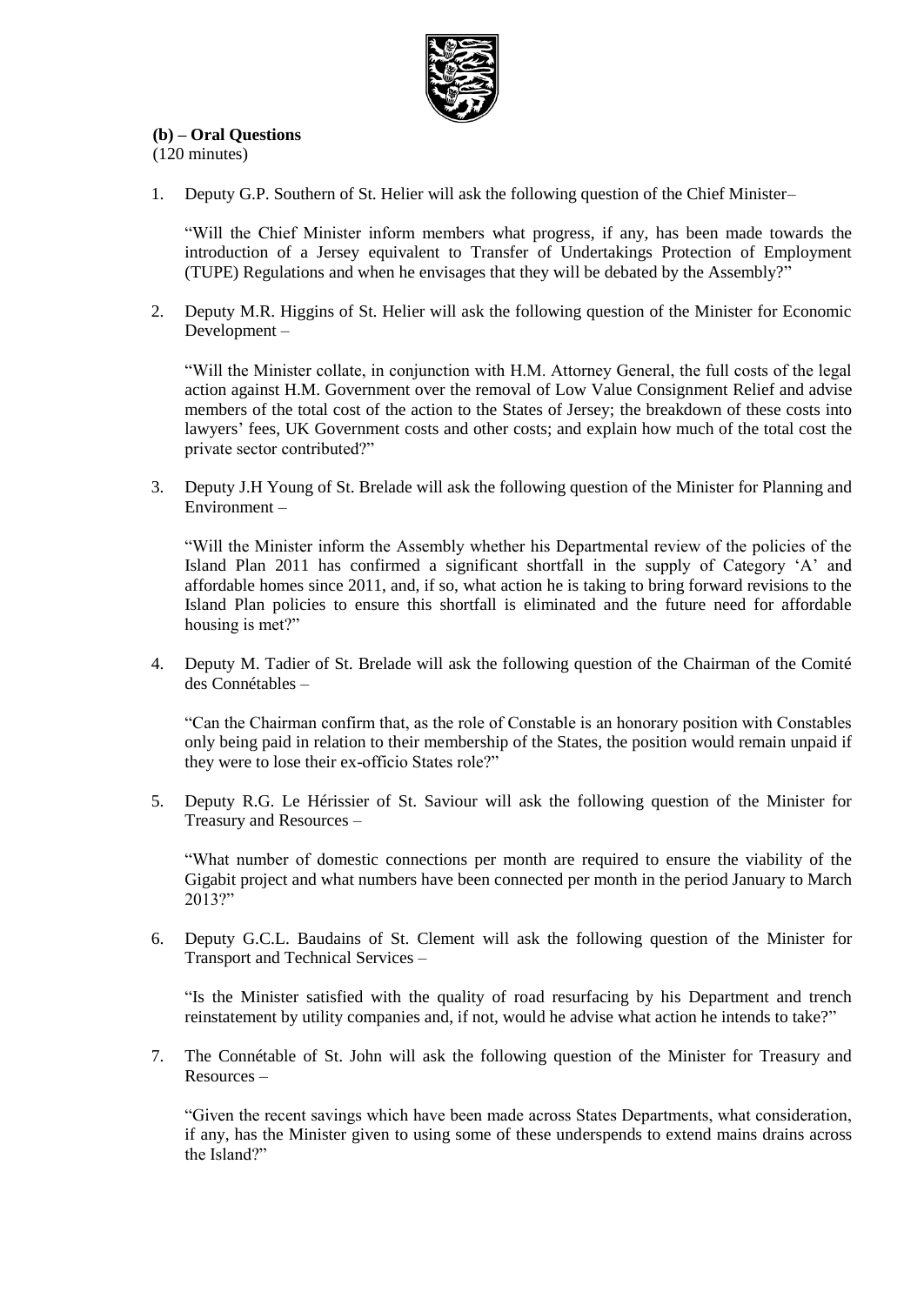**(b) – Oral Questions**
(120 minutes)

1. Deputy G.P. Southern of St. Helier will ask the following question of the Chief Minister–

   "Will the Chief Minister inform members what progress, if any, has been made towards the introduction of a Jersey equivalent to Transfer of Undertakings Protection of Employment (TUPE) Regulations and when he envisages that they will be debated by the Assembly?"

2. Deputy M.R. Higgins of St. Helier will ask the following question of the Minister for Economic Development –

   "Will the Minister collate, in conjunction with H.M. Attorney General, the full costs of the legal action against H.M. Government over the removal of Low Value Consignment Relief and advise members of the total cost of the action to the States of Jersey; the breakdown of these costs into lawyers' fees, UK Government costs and other costs; and explain how much of the total cost the private sector contributed?"

3. Deputy J.H Young of St. Brelade will ask the following question of the Minister for Planning and Environment –

   "Will the Minister inform the Assembly whether his Departmental review of the policies of the Island Plan 2011 has confirmed a significant shortfall in the supply of Category 'A' and affordable homes since 2011, and, if so, what action he is taking to bring forward revisions to the Island Plan policies to ensure this shortfall is eliminated and the future need for affordable housing is met?"

4. Deputy M. Tadier of St. Brelade will ask the following question of the Chairman of the Comité des Connétables –

   "Can the Chairman confirm that, as the role of Constable is an honorary position with Constables only being paid in relation to their membership of the States, the position would remain unpaid if they were to lose their ex-officio States role?"

5. Deputy R.G. Le Hérissier of St. Saviour will ask the following question of the Minister for Treasury and Resources –

   "What number of domestic connections per month are required to ensure the viability of the Gigabit project and what numbers have been connected per month in the period January to March 2013?"

6. Deputy G.C.L. Baudains of St. Clement will ask the following question of the Minister for Transport and Technical Services –

   "Is the Minister satisfied with the quality of road resurfacing by his Department and trench reinstatement by utility companies and, if not, would he advise what action he intends to take?"

7. The Connétable of St. John will ask the following question of the Minister for Treasury and Resources –

   "Given the recent savings which have been made across States Departments, what consideration, if any, has the Minister given to using some of these underspends to extend mains drains across the Island?"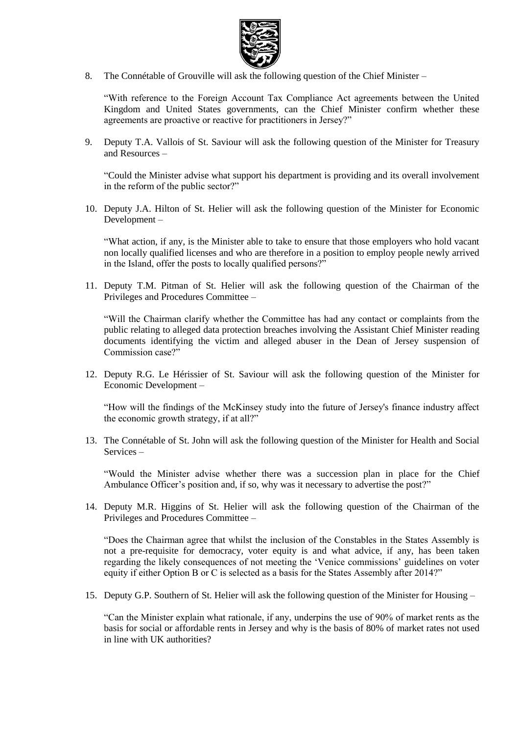8. The Connétable of Grouville will ask the following question of the Chief Minister –

   "With reference to the Foreign Account Tax Compliance Act agreements between the United Kingdom and United States governments, can the Chief Minister confirm whether these agreements are proactive or reactive for practitioners in Jersey?"

9. Deputy T.A. Vallois of St. Saviour will ask the following question of the Minister for Treasury and Resources –

   "Could the Minister advise what support his department is providing and its overall involvement in the reform of the public sector?"

10. Deputy J.A. Hilton of St. Helier will ask the following question of the Minister for Economic Development –

    "What action, if any, is the Minister able to take to ensure that those employers who hold vacant non locally qualified licenses and who are therefore in a position to employ people newly arrived in the Island, offer the posts to locally qualified persons?"

11. Deputy T.M. Pitman of St. Helier will ask the following question of the Chairman of the Privileges and Procedures Committee –

    "Will the Chairman clarify whether the Committee has had any contact or complaints from the public relating to alleged data protection breaches involving the Assistant Chief Minister reading documents identifying the victim and alleged abuser in the Dean of Jersey suspension of Commission case?"

12. Deputy R.G. Le Hérissier of St. Saviour will ask the following question of the Minister for Economic Development –

    "How will the findings of the McKinsey study into the future of Jersey's finance industry affect the economic growth strategy, if at all?"

13. The Connétable of St. John will ask the following question of the Minister for Health and Social Services –

    "Would the Minister advise whether there was a succession plan in place for the Chief Ambulance Officer's position and, if so, why was it necessary to advertise the post?"

14. Deputy M.R. Higgins of St. Helier will ask the following question of the Chairman of the Privileges and Procedures Committee –

    "Does the Chairman agree that whilst the inclusion of the Constables in the States Assembly is not a pre-requisite for democracy, voter equity is and what advice, if any, has been taken regarding the likely consequences of not meeting the 'Venice commissions' guidelines on voter equity if either Option B or C is selected as a basis for the States Assembly after 2014?"

15. Deputy G.P. Southern of St. Helier will ask the following question of the Minister for Housing –

    "Can the Minister explain what rationale, if any, underpins the use of 90% of market rents as the basis for social or affordable rents in Jersey and why is the basis of 80% of market rates not used in line with UK authorities?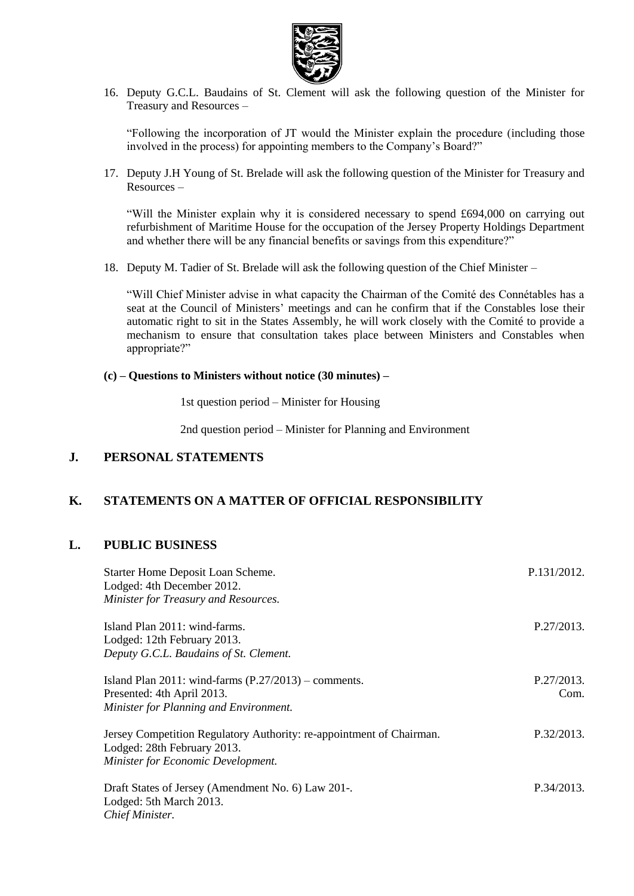16. Deputy G.C.L. Baudains of St. Clement will ask the following question of the Minister for Treasury and Resources –

    "Following the incorporation of JT would the Minister explain the procedure (including those involved in the process) for appointing members to the Company's Board?"

17. Deputy J.H Young of St. Brelade will ask the following question of the Minister for Treasury and Resources –

    "Will the Minister explain why it is considered necessary to spend £694,000 on carrying out refurbishment of Maritime House for the occupation of the Jersey Property Holdings Department and whether there will be any financial benefits or savings from this expenditure?"

18. Deputy M. Tadier of St. Brelade will ask the following question of the Chief Minister –

    "Will Chief Minister advise in what capacity the Chairman of the Comité des Connétables has a seat at the Council of Ministers' meetings and can he confirm that if the Constables lose their automatic right to sit in the States Assembly, he will work closely with the Comité to provide a mechanism to ensure that consultation takes place between Ministers and Constables when appropriate?"

**(c) – Questions to Ministers without notice (30 minutes) –**

1st question period – Minister for Housing

2nd question period – Minister for Planning and Environment

## J. PERSONAL STATEMENTS

## K. STATEMENTS ON A MATTER OF OFFICIAL RESPONSIBILITY

## L. PUBLIC BUSINESS

Starter Home Deposit Loan Scheme.
Lodged: 4th December 2012.
*Minister for Treasury and Resources.* — P.131/2012.

Island Plan 2011: wind-farms.
Lodged: 12th February 2013.
*Deputy G.C.L. Baudains of St. Clement.* — P.27/2013.

Island Plan 2011: wind-farms (P.27/2013) – comments.
Presented: 4th April 2013.
*Minister for Planning and Environment.* — P.27/2013. Com.

Jersey Competition Regulatory Authority: re-appointment of Chairman.
Lodged: 28th February 2013.
*Minister for Economic Development.* — P.32/2013.

Draft States of Jersey (Amendment No. 6) Law 201-.
Lodged: 5th March 2013.
*Chief Minister.* — P.34/2013.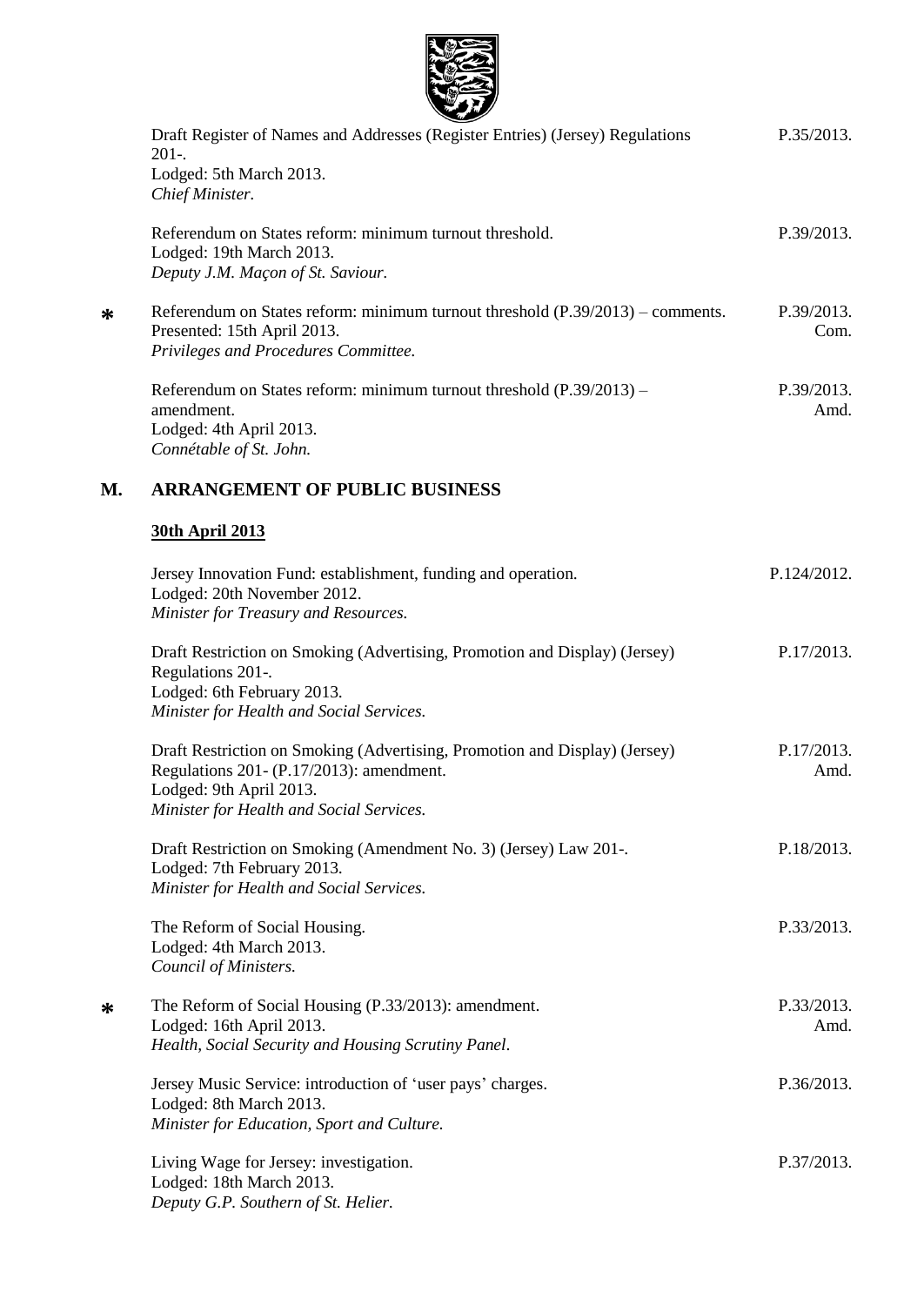Draft Register of Names and Addresses (Register Entries) (Jersey) Regulations 201-. P.35/2013.
Lodged: 5th March 2013.
*Chief Minister.*

Referendum on States reform: minimum turnout threshold. P.39/2013.
Lodged: 19th March 2013.
*Deputy J.M. Maçon of St. Saviour.*

* Referendum on States reform: minimum turnout threshold (P.39/2013) – comments. P.39/2013. Com.
Presented: 15th April 2013.
*Privileges and Procedures Committee.*

Referendum on States reform: minimum turnout threshold (P.39/2013) – amendment. P.39/2013. Amd.
Lodged: 4th April 2013.
*Connétable of St. John.*

## M. ARRANGEMENT OF PUBLIC BUSINESS

**30th April 2013**

Jersey Innovation Fund: establishment, funding and operation. P.124/2012.
Lodged: 20th November 2012.
*Minister for Treasury and Resources.*

Draft Restriction on Smoking (Advertising, Promotion and Display) (Jersey) Regulations 201-. P.17/2013.
Lodged: 6th February 2013.
*Minister for Health and Social Services.*

Draft Restriction on Smoking (Advertising, Promotion and Display) (Jersey) Regulations 201- (P.17/2013): amendment. P.17/2013. Amd.
Lodged: 9th April 2013.
*Minister for Health and Social Services.*

Draft Restriction on Smoking (Amendment No. 3) (Jersey) Law 201-. P.18/2013.
Lodged: 7th February 2013.
*Minister for Health and Social Services.*

The Reform of Social Housing. P.33/2013.
Lodged: 4th March 2013.
*Council of Ministers.*

* The Reform of Social Housing (P.33/2013): amendment. P.33/2013. Amd.
Lodged: 16th April 2013.
*Health, Social Security and Housing Scrutiny Panel.*

Jersey Music Service: introduction of 'user pays' charges. P.36/2013.
Lodged: 8th March 2013.
*Minister for Education, Sport and Culture.*

Living Wage for Jersey: investigation. P.37/2013.
Lodged: 18th March 2013.
*Deputy G.P. Southern of St. Helier.*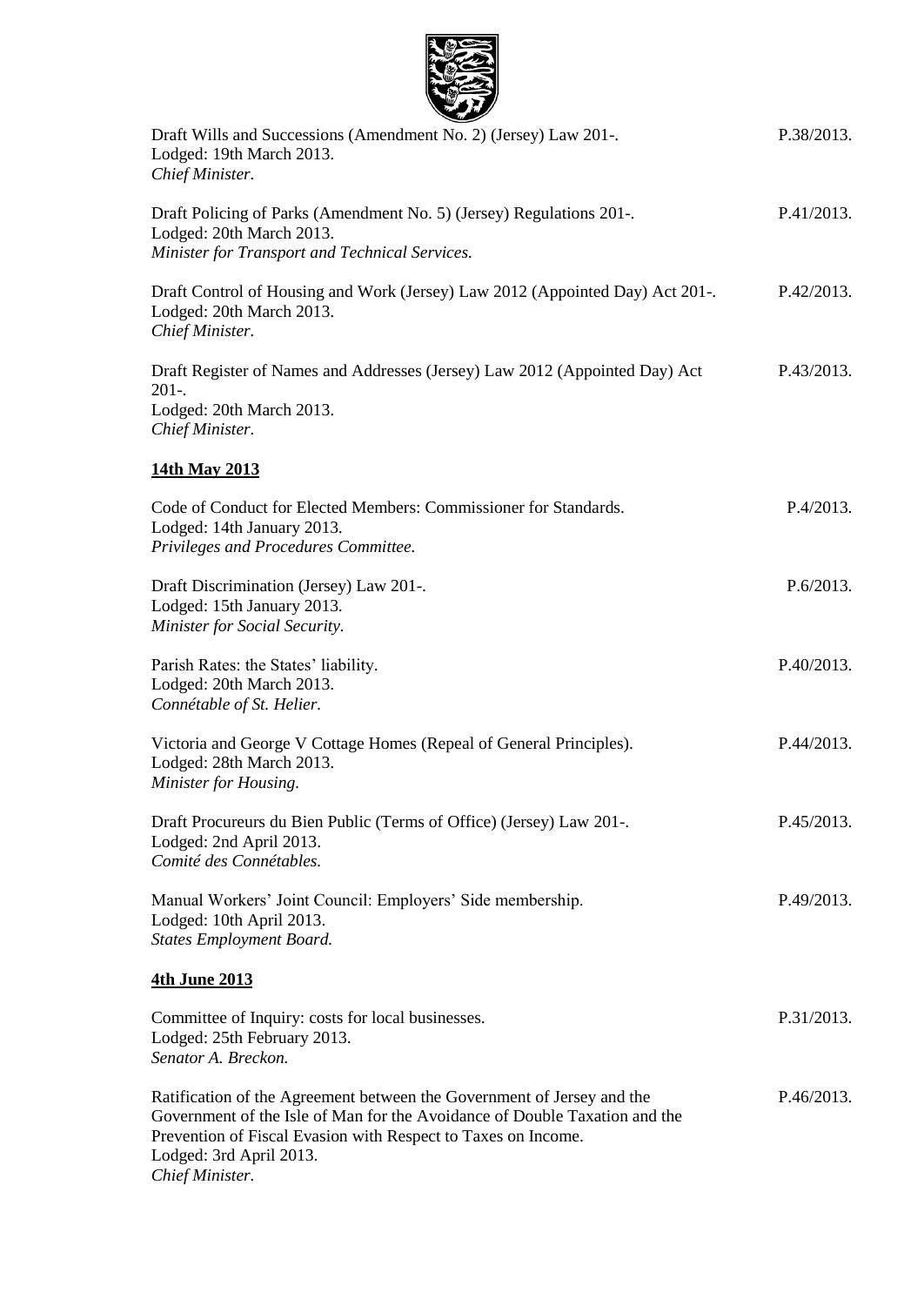Draft Wills and Successions (Amendment No. 2) (Jersey) Law 201-. P.38/2013.
Lodged: 19th March 2013.
*Chief Minister.*

Draft Policing of Parks (Amendment No. 5) (Jersey) Regulations 201-. P.41/2013.
Lodged: 20th March 2013.
*Minister for Transport and Technical Services.*

Draft Control of Housing and Work (Jersey) Law 2012 (Appointed Day) Act 201-. P.42/2013.
Lodged: 20th March 2013.
*Chief Minister.*

Draft Register of Names and Addresses (Jersey) Law 2012 (Appointed Day) Act 201-. P.43/2013.
Lodged: 20th March 2013.
*Chief Minister.*

**14th May 2013**

Code of Conduct for Elected Members: Commissioner for Standards. P.4/2013.
Lodged: 14th January 2013.
*Privileges and Procedures Committee.*

Draft Discrimination (Jersey) Law 201-. P.6/2013.
Lodged: 15th January 2013.
*Minister for Social Security.*

Parish Rates: the States' liability. P.40/2013.
Lodged: 20th March 2013.
*Connétable of St. Helier.*

Victoria and George V Cottage Homes (Repeal of General Principles). P.44/2013.
Lodged: 28th March 2013.
*Minister for Housing.*

Draft Procureurs du Bien Public (Terms of Office) (Jersey) Law 201-. P.45/2013.
Lodged: 2nd April 2013.
*Comité des Connétables.*

Manual Workers' Joint Council: Employers' Side membership. P.49/2013.
Lodged: 10th April 2013.
*States Employment Board.*

**4th June 2013**

Committee of Inquiry: costs for local businesses. P.31/2013.
Lodged: 25th February 2013.
*Senator A. Breckon.*

Ratification of the Agreement between the Government of Jersey and the Government of the Isle of Man for the Avoidance of Double Taxation and the Prevention of Fiscal Evasion with Respect to Taxes on Income. P.46/2013.
Lodged: 3rd April 2013.
*Chief Minister.*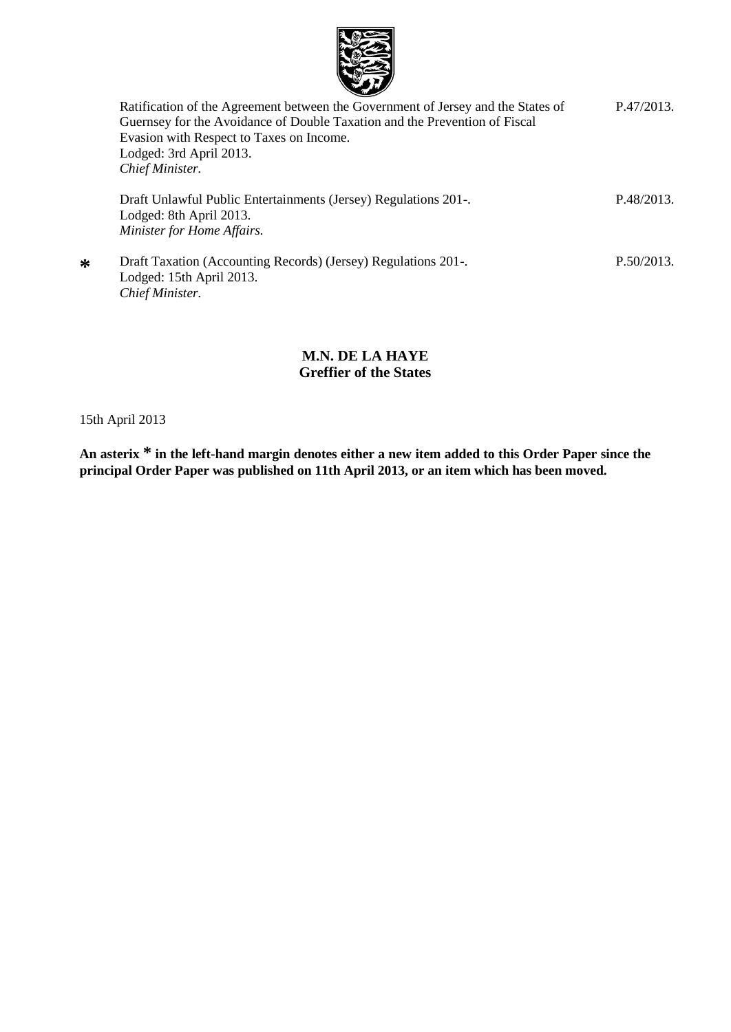Ratification of the Agreement between the Government of Jersey and the States of Guernsey for the Avoidance of Double Taxation and the Prevention of Fiscal Evasion with Respect to Taxes on Income.
Lodged: 3rd April 2013.
*Chief Minister.* — P.47/2013.

Draft Unlawful Public Entertainments (Jersey) Regulations 201-.
Lodged: 8th April 2013.
*Minister for Home Affairs.* — P.48/2013.

* Draft Taxation (Accounting Records) (Jersey) Regulations 201-.
Lodged: 15th April 2013.
*Chief Minister.* — P.50/2013.

**M.N. DE LA HAYE**
**Greffier of the States**

15th April 2013

**An asterix * in the left-hand margin denotes either a new item added to this Order Paper since the principal Order Paper was published on 11th April 2013, or an item which has been moved.**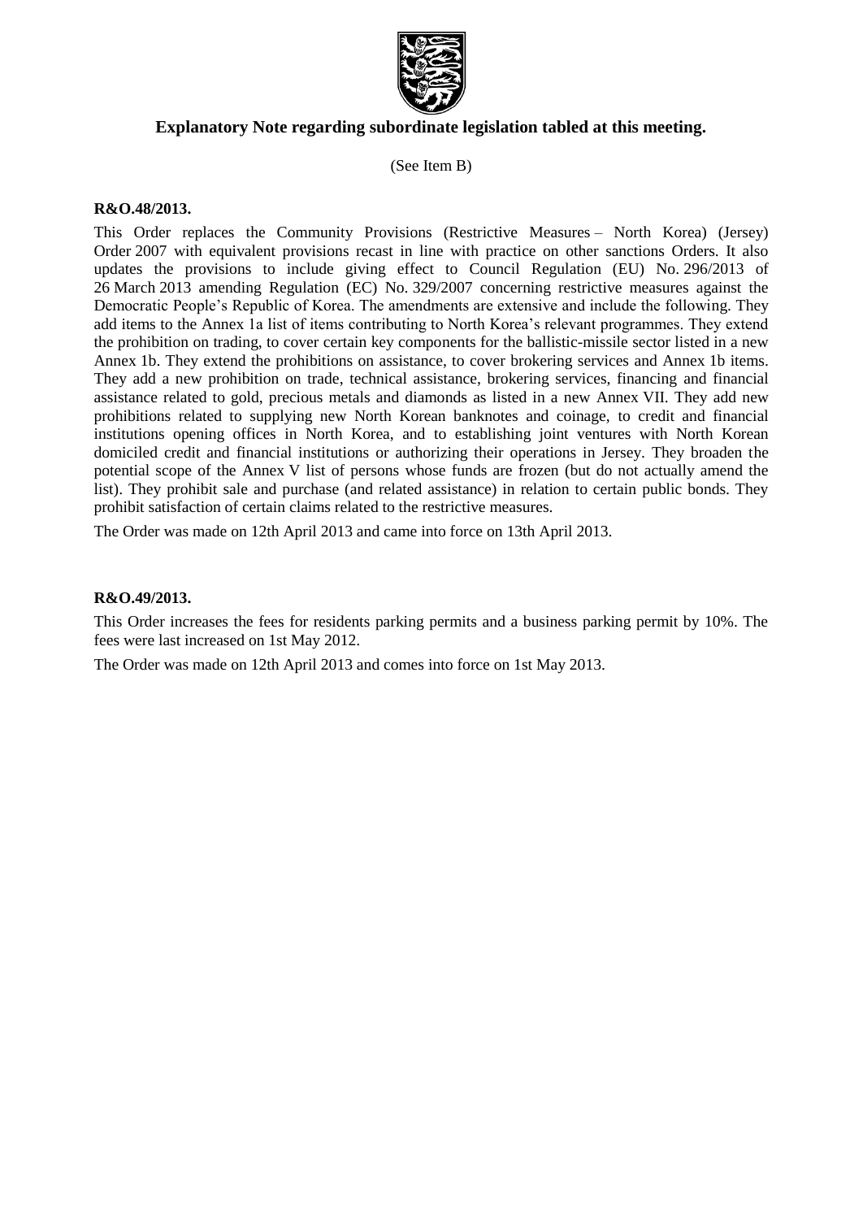## Explanatory Note regarding subordinate legislation tabled at this meeting.

(See Item B)

**R&O.48/2013.**

This Order replaces the Community Provisions (Restrictive Measures – North Korea) (Jersey) Order 2007 with equivalent provisions recast in line with practice on other sanctions Orders. It also updates the provisions to include giving effect to Council Regulation (EU) No. 296/2013 of 26 March 2013 amending Regulation (EC) No. 329/2007 concerning restrictive measures against the Democratic People's Republic of Korea. The amendments are extensive and include the following. They add items to the Annex 1a list of items contributing to North Korea's relevant programmes. They extend the prohibition on trading, to cover certain key components for the ballistic-missile sector listed in a new Annex 1b. They extend the prohibitions on assistance, to cover brokering services and Annex 1b items. They add a new prohibition on trade, technical assistance, brokering services, financing and financial assistance related to gold, precious metals and diamonds as listed in a new Annex VII. They add new prohibitions related to supplying new North Korean banknotes and coinage, to credit and financial institutions opening offices in North Korea, and to establishing joint ventures with North Korean domiciled credit and financial institutions or authorizing their operations in Jersey. They broaden the potential scope of the Annex V list of persons whose funds are frozen (but do not actually amend the list). They prohibit sale and purchase (and related assistance) in relation to certain public bonds. They prohibit satisfaction of certain claims related to the restrictive measures.

The Order was made on 12th April 2013 and came into force on 13th April 2013.

**R&O.49/2013.**

This Order increases the fees for residents parking permits and a business parking permit by 10%. The fees were last increased on 1st May 2012.

The Order was made on 12th April 2013 and comes into force on 1st May 2013.